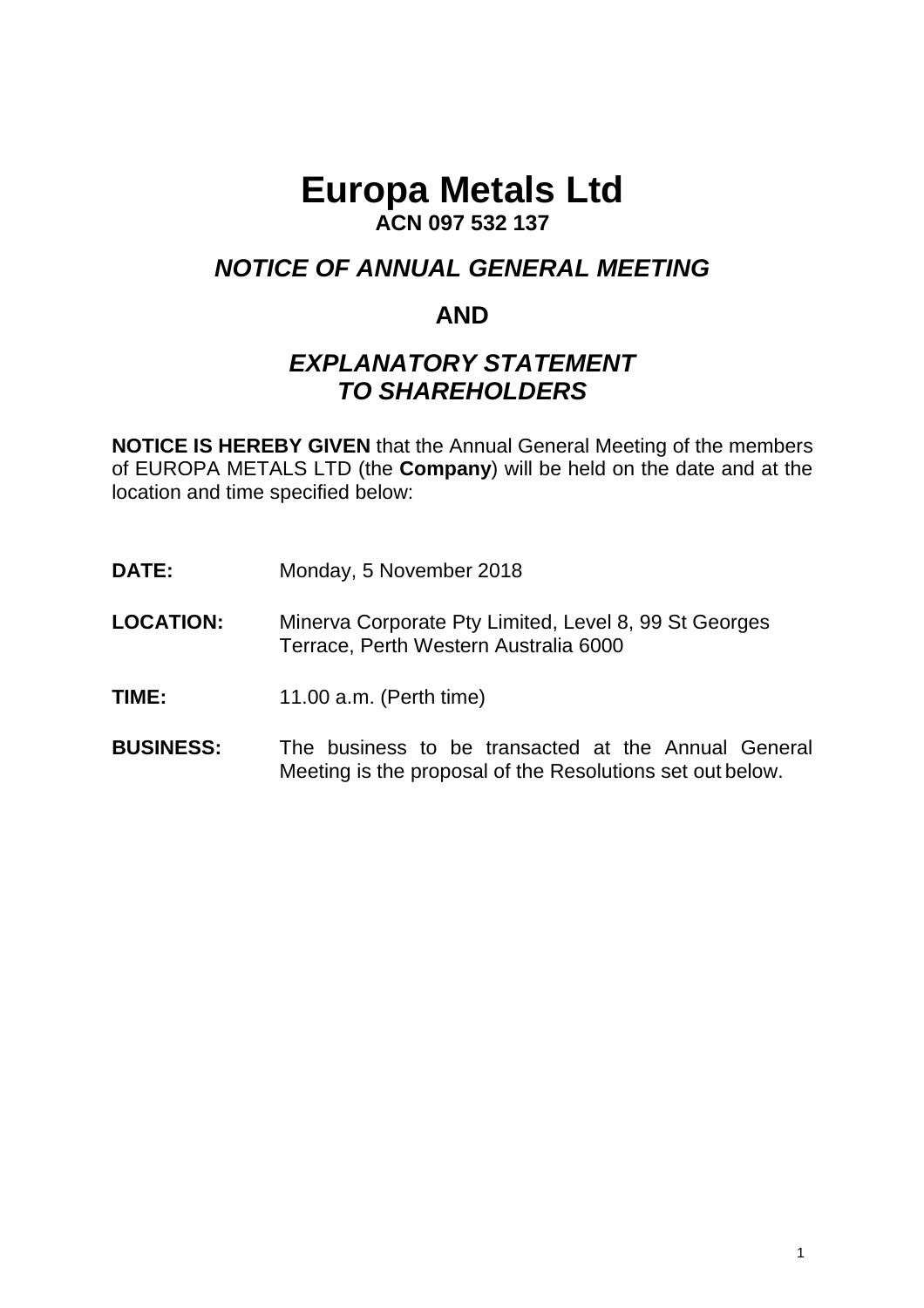# Europa Metals Ltd

**ACN 097 532 137**

## *NOTICE OF ANNUAL GENERAL MEETING*

## AND

## *EXPLANATORY STATEMENT TO SHAREHOLDERS*

**NOTICE IS HEREBY GIVEN** that the Annual General Meeting of the members of EUROPA METALS LTD (the **Company**) will be held on the date and at the location and time specified below:

**DATE:** Monday, 5 November 2018

**LOCATION:** Minerva Corporate Pty Limited, Level 8, 99 St Georges Terrace, Perth Western Australia 6000

**TIME:** 11.00 a.m. (Perth time)

**BUSINESS:** The business to be transacted at the Annual General Meeting is the proposal of the Resolutions set out below.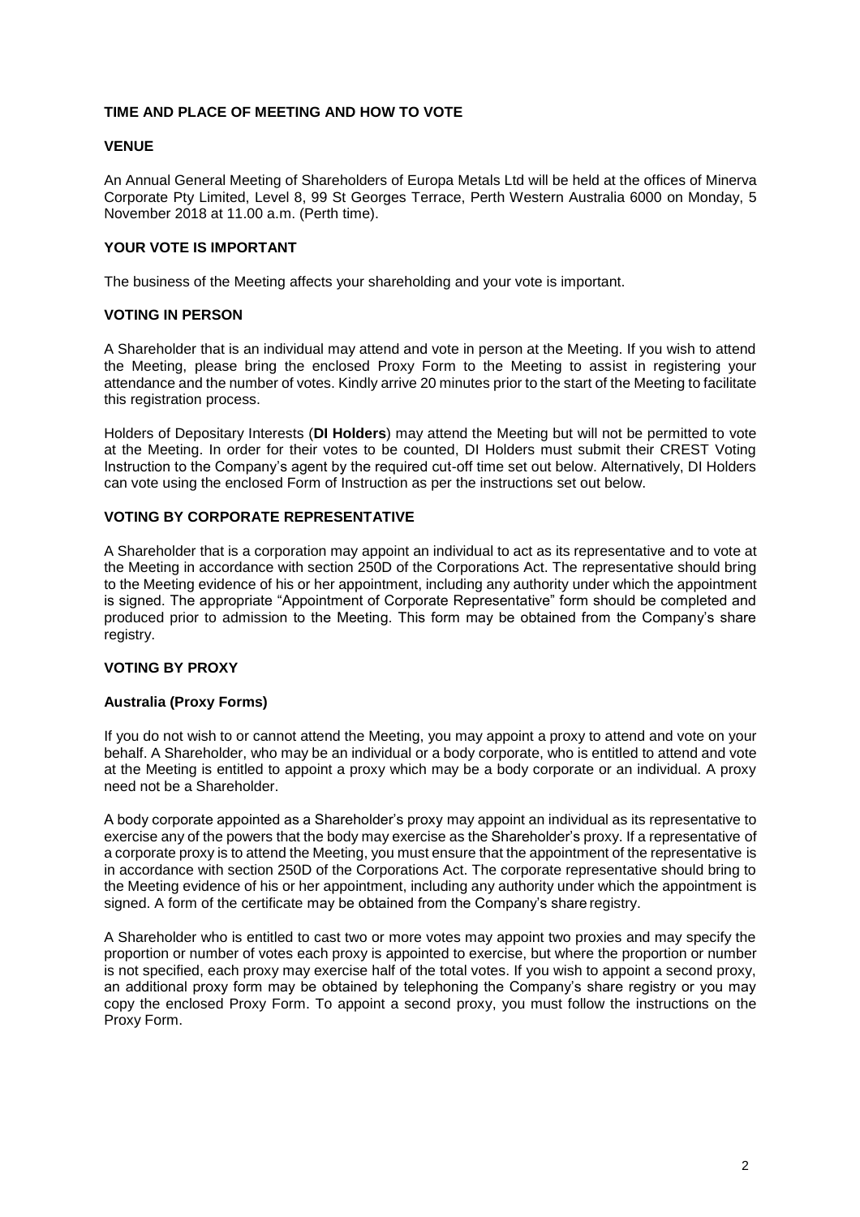## TIME AND PLACE OF MEETING AND HOW TO VOTE

### VENUE

An Annual General Meeting of Shareholders of Europa Metals Ltd will be held at the offices of Minerva Corporate Pty Limited, Level 8, 99 St Georges Terrace, Perth Western Australia 6000 on Monday, 5 November 2018 at 11.00 a.m. (Perth time).

### YOUR VOTE IS IMPORTANT

The business of the Meeting affects your shareholding and your vote is important.

### VOTING IN PERSON

A Shareholder that is an individual may attend and vote in person at the Meeting. If you wish to attend the Meeting, please bring the enclosed Proxy Form to the Meeting to assist in registering your attendance and the number of votes. Kindly arrive 20 minutes prior to the start of the Meeting to facilitate this registration process.

Holders of Depositary Interests (**DI Holders**) may attend the Meeting but will not be permitted to vote at the Meeting. In order for their votes to be counted, DI Holders must submit their CREST Voting Instruction to the Company's agent by the required cut-off time set out below. Alternatively, DI Holders can vote using the enclosed Form of Instruction as per the instructions set out below.

### VOTING BY CORPORATE REPRESENTATIVE

A Shareholder that is a corporation may appoint an individual to act as its representative and to vote at the Meeting in accordance with section 250D of the Corporations Act. The representative should bring to the Meeting evidence of his or her appointment, including any authority under which the appointment is signed. The appropriate "Appointment of Corporate Representative" form should be completed and produced prior to admission to the Meeting. This form may be obtained from the Company's share registry.

### VOTING BY PROXY

#### Australia (Proxy Forms)

If you do not wish to or cannot attend the Meeting, you may appoint a proxy to attend and vote on your behalf. A Shareholder, who may be an individual or a body corporate, who is entitled to attend and vote at the Meeting is entitled to appoint a proxy which may be a body corporate or an individual. A proxy need not be a Shareholder.

A body corporate appointed as a Shareholder's proxy may appoint an individual as its representative to exercise any of the powers that the body may exercise as the Shareholder's proxy. If a representative of a corporate proxy is to attend the Meeting, you must ensure that the appointment of the representative is in accordance with section 250D of the Corporations Act. The corporate representative should bring to the Meeting evidence of his or her appointment, including any authority under which the appointment is signed. A form of the certificate may be obtained from the Company's share registry.

A Shareholder who is entitled to cast two or more votes may appoint two proxies and may specify the proportion or number of votes each proxy is appointed to exercise, but where the proportion or number is not specified, each proxy may exercise half of the total votes. If you wish to appoint a second proxy, an additional proxy form may be obtained by telephoning the Company's share registry or you may copy the enclosed Proxy Form. To appoint a second proxy, you must follow the instructions on the Proxy Form.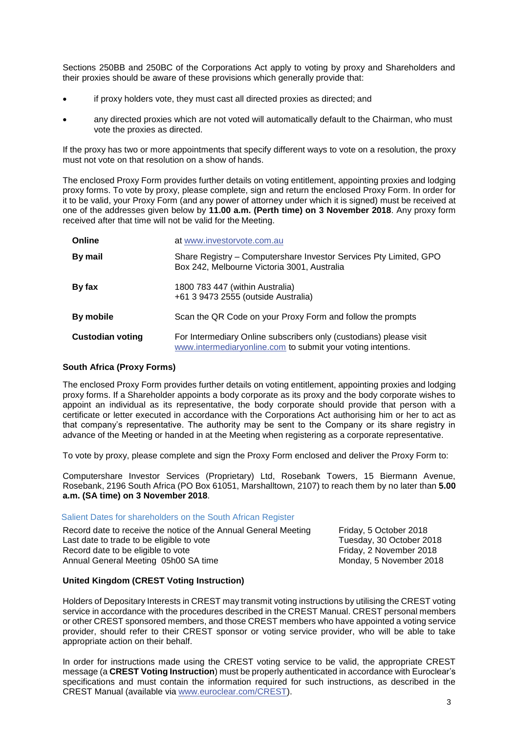Sections 250BB and 250BC of the Corporations Act apply to voting by proxy and Shareholders and their proxies should be aware of these provisions which generally provide that:

- if proxy holders vote, they must cast all directed proxies as directed; and
- any directed proxies which are not voted will automatically default to the Chairman, who must vote the proxies as directed.

If the proxy has two or more appointments that specify different ways to vote on a resolution, the proxy must not vote on that resolution on a show of hands.

The enclosed Proxy Form provides further details on voting entitlement, appointing proxies and lodging proxy forms. To vote by proxy, please complete, sign and return the enclosed Proxy Form. In order for it to be valid, your Proxy Form (and any power of attorney under which it is signed) must be received at one of the addresses given below by **11.00 a.m. (Perth time) on 3 November 2018**. Any proxy form received after that time will not be valid for the Meeting.

| | |
|---|---|
| **Online** | at www.investorvote.com.au |
| **By mail** | Share Registry – Computershare Investor Services Pty Limited, GPO Box 242, Melbourne Victoria 3001, Australia |
| **By fax** | 1800 783 447 (within Australia)<br>+61 3 9473 2555 (outside Australia) |
| **By mobile** | Scan the QR Code on your Proxy Form and follow the prompts |
| **Custodian voting** | For Intermediary Online subscribers only (custodians) please visit www.intermediaryonline.com to submit your voting intentions. |

**South Africa (Proxy Forms)**

The enclosed Proxy Form provides further details on voting entitlement, appointing proxies and lodging proxy forms. If a Shareholder appoints a body corporate as its proxy and the body corporate wishes to appoint an individual as its representative, the body corporate should provide that person with a certificate or letter executed in accordance with the Corporations Act authorising him or her to act as that company's representative. The authority may be sent to the Company or its share registry in advance of the Meeting or handed in at the Meeting when registering as a corporate representative.

To vote by proxy, please complete and sign the Proxy Form enclosed and deliver the Proxy Form to:

Computershare Investor Services (Proprietary) Ltd, Rosebank Towers, 15 Biermann Avenue, Rosebank, 2196 South Africa (PO Box 61051, Marshalltown, 2107) to reach them by no later than **5.00 a.m. (SA time) on 3 November 2018**.

Salient Dates for shareholders on the South African Register

| | |
|---|---|
| Record date to receive the notice of the Annual General Meeting | Friday, 5 October 2018 |
| Last date to trade to be eligible to vote | Tuesday, 30 October 2018 |
| Record date to be eligible to vote | Friday, 2 November 2018 |
| Annual General Meeting 05h00 SA time | Monday, 5 November 2018 |

**United Kingdom (CREST Voting Instruction)**

Holders of Depositary Interests in CREST may transmit voting instructions by utilising the CREST voting service in accordance with the procedures described in the CREST Manual. CREST personal members or other CREST sponsored members, and those CREST members who have appointed a voting service provider, should refer to their CREST sponsor or voting service provider, who will be able to take appropriate action on their behalf.

In order for instructions made using the CREST voting service to be valid, the appropriate CREST message (a **CREST Voting Instruction**) must be properly authenticated in accordance with Euroclear's specifications and must contain the information required for such instructions, as described in the CREST Manual (available via www.euroclear.com/CREST).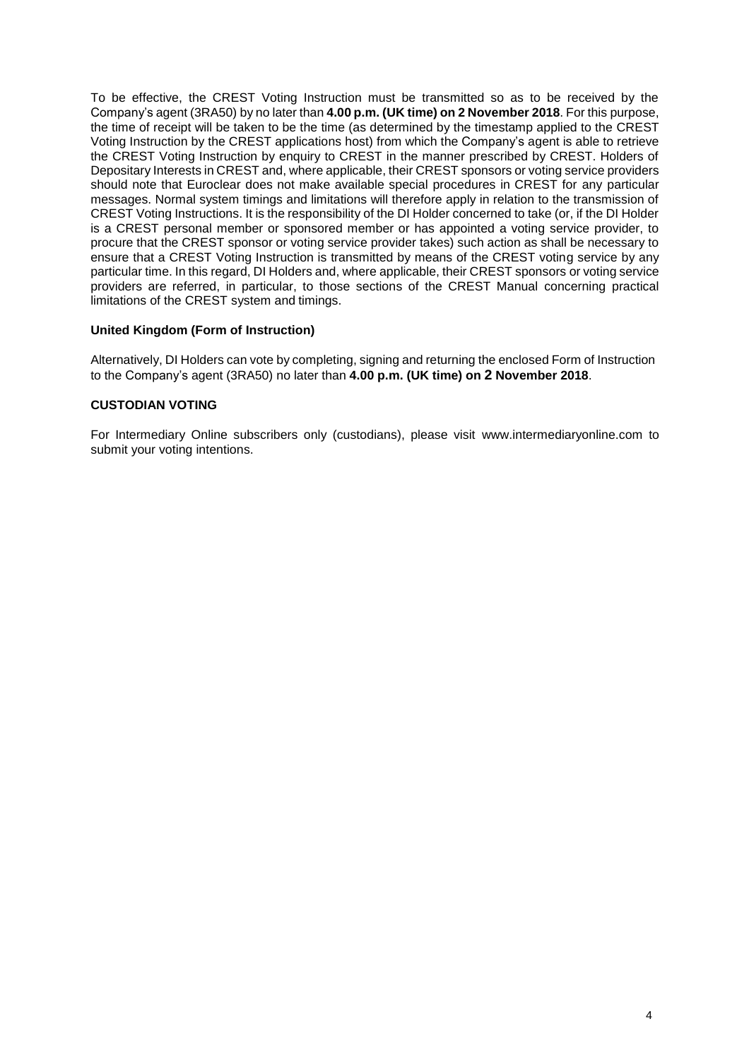To be effective, the CREST Voting Instruction must be transmitted so as to be received by the Company's agent (3RA50) by no later than **4.00 p.m. (UK time) on 2 November 2018**. For this purpose, the time of receipt will be taken to be the time (as determined by the timestamp applied to the CREST Voting Instruction by the CREST applications host) from which the Company's agent is able to retrieve the CREST Voting Instruction by enquiry to CREST in the manner prescribed by CREST. Holders of Depositary Interests in CREST and, where applicable, their CREST sponsors or voting service providers should note that Euroclear does not make available special procedures in CREST for any particular messages. Normal system timings and limitations will therefore apply in relation to the transmission of CREST Voting Instructions. It is the responsibility of the DI Holder concerned to take (or, if the DI Holder is a CREST personal member or sponsored member or has appointed a voting service provider, to procure that the CREST sponsor or voting service provider takes) such action as shall be necessary to ensure that a CREST Voting Instruction is transmitted by means of the CREST voting service by any particular time. In this regard, DI Holders and, where applicable, their CREST sponsors or voting service providers are referred, in particular, to those sections of the CREST Manual concerning practical limitations of the CREST system and timings.

**United Kingdom (Form of Instruction)**

Alternatively, DI Holders can vote by completing, signing and returning the enclosed Form of Instruction to the Company's agent (3RA50) no later than **4.00 p.m. (UK time) on 2 November 2018**.

**CUSTODIAN VOTING**

For Intermediary Online subscribers only (custodians), please visit www.intermediaryonline.com to submit your voting intentions.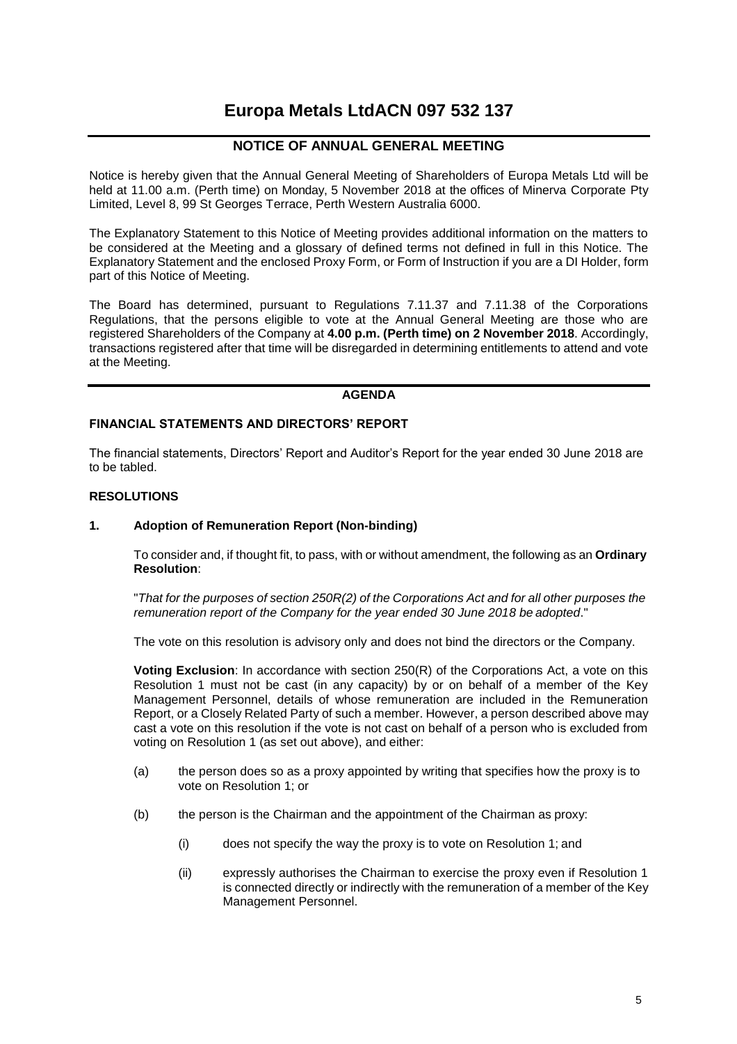# Europa Metals LtdACN 097 532 137

## NOTICE OF ANNUAL GENERAL MEETING

Notice is hereby given that the Annual General Meeting of Shareholders of Europa Metals Ltd will be held at 11.00 a.m. (Perth time) on Monday, 5 November 2018 at the offices of Minerva Corporate Pty Limited, Level 8, 99 St Georges Terrace, Perth Western Australia 6000.

The Explanatory Statement to this Notice of Meeting provides additional information on the matters to be considered at the Meeting and a glossary of defined terms not defined in full in this Notice. The Explanatory Statement and the enclosed Proxy Form, or Form of Instruction if you are a DI Holder, form part of this Notice of Meeting.

The Board has determined, pursuant to Regulations 7.11.37 and 7.11.38 of the Corporations Regulations, that the persons eligible to vote at the Annual General Meeting are those who are registered Shareholders of the Company at **4.00 p.m. (Perth time) on 2 November 2018**. Accordingly, transactions registered after that time will be disregarded in determining entitlements to attend and vote at the Meeting.

## AGENDA

### FINANCIAL STATEMENTS AND DIRECTORS' REPORT

The financial statements, Directors' Report and Auditor's Report for the year ended 30 June 2018 are to be tabled.

### RESOLUTIONS

#### 1. Adoption of Remuneration Report (Non-binding)

To consider and, if thought fit, to pass, with or without amendment, the following as an **Ordinary Resolution**:

"*That for the purposes of section 250R(2) of the Corporations Act and for all other purposes the remuneration report of the Company for the year ended 30 June 2018 be adopted*."

The vote on this resolution is advisory only and does not bind the directors or the Company.

**Voting Exclusion**: In accordance with section 250(R) of the Corporations Act, a vote on this Resolution 1 must not be cast (in any capacity) by or on behalf of a member of the Key Management Personnel, details of whose remuneration are included in the Remuneration Report, or a Closely Related Party of such a member. However, a person described above may cast a vote on this resolution if the vote is not cast on behalf of a person who is excluded from voting on Resolution 1 (as set out above), and either:

(a) the person does so as a proxy appointed by writing that specifies how the proxy is to vote on Resolution 1; or

(b) the person is the Chairman and the appointment of the Chairman as proxy:

  (i) does not specify the way the proxy is to vote on Resolution 1; and

  (ii) expressly authorises the Chairman to exercise the proxy even if Resolution 1 is connected directly or indirectly with the remuneration of a member of the Key Management Personnel.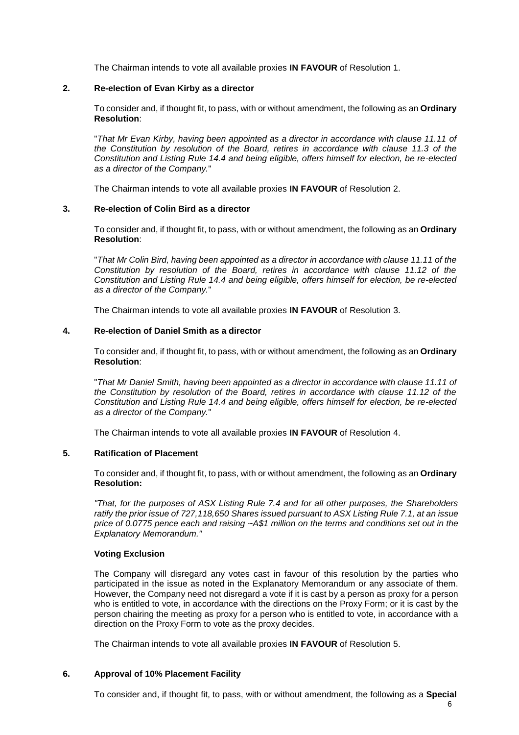The Chairman intends to vote all available proxies **IN FAVOUR** of Resolution 1.

## 2. Re-election of Evan Kirby as a director

To consider and, if thought fit, to pass, with or without amendment, the following as an **Ordinary Resolution**:

"*That Mr Evan Kirby, having been appointed as a director in accordance with clause 11.11 of the Constitution by resolution of the Board, retires in accordance with clause 11.3 of the Constitution and Listing Rule 14.4 and being eligible, offers himself for election, be re-elected as a director of the Company.*"

The Chairman intends to vote all available proxies **IN FAVOUR** of Resolution 2.

## 3. Re-election of Colin Bird as a director

To consider and, if thought fit, to pass, with or without amendment, the following as an **Ordinary Resolution**:

"*That Mr Colin Bird, having been appointed as a director in accordance with clause 11.11 of the Constitution by resolution of the Board, retires in accordance with clause 11.12 of the Constitution and Listing Rule 14.4 and being eligible, offers himself for election, be re-elected as a director of the Company.*"

The Chairman intends to vote all available proxies **IN FAVOUR** of Resolution 3.

## 4. Re-election of Daniel Smith as a director

To consider and, if thought fit, to pass, with or without amendment, the following as an **Ordinary Resolution**:

"*That Mr Daniel Smith, having been appointed as a director in accordance with clause 11.11 of the Constitution by resolution of the Board, retires in accordance with clause 11.12 of the Constitution and Listing Rule 14.4 and being eligible, offers himself for election, be re-elected as a director of the Company.*"

The Chairman intends to vote all available proxies **IN FAVOUR** of Resolution 4.

## 5. Ratification of Placement

To consider and, if thought fit, to pass, with or without amendment, the following as an **Ordinary Resolution:**

*"That, for the purposes of ASX Listing Rule 7.4 and for all other purposes, the Shareholders ratify the prior issue of 727,118,650 Shares issued pursuant to ASX Listing Rule 7.1, at an issue price of 0.0775 pence each and raising ~A$1 million on the terms and conditions set out in the Explanatory Memorandum."*

**Voting Exclusion**

The Company will disregard any votes cast in favour of this resolution by the parties who participated in the issue as noted in the Explanatory Memorandum or any associate of them. However, the Company need not disregard a vote if it is cast by a person as proxy for a person who is entitled to vote, in accordance with the directions on the Proxy Form; or it is cast by the person chairing the meeting as proxy for a person who is entitled to vote, in accordance with a direction on the Proxy Form to vote as the proxy decides.

The Chairman intends to vote all available proxies **IN FAVOUR** of Resolution 5.

## 6. Approval of 10% Placement Facility

To consider and, if thought fit, to pass, with or without amendment, the following as a **Special**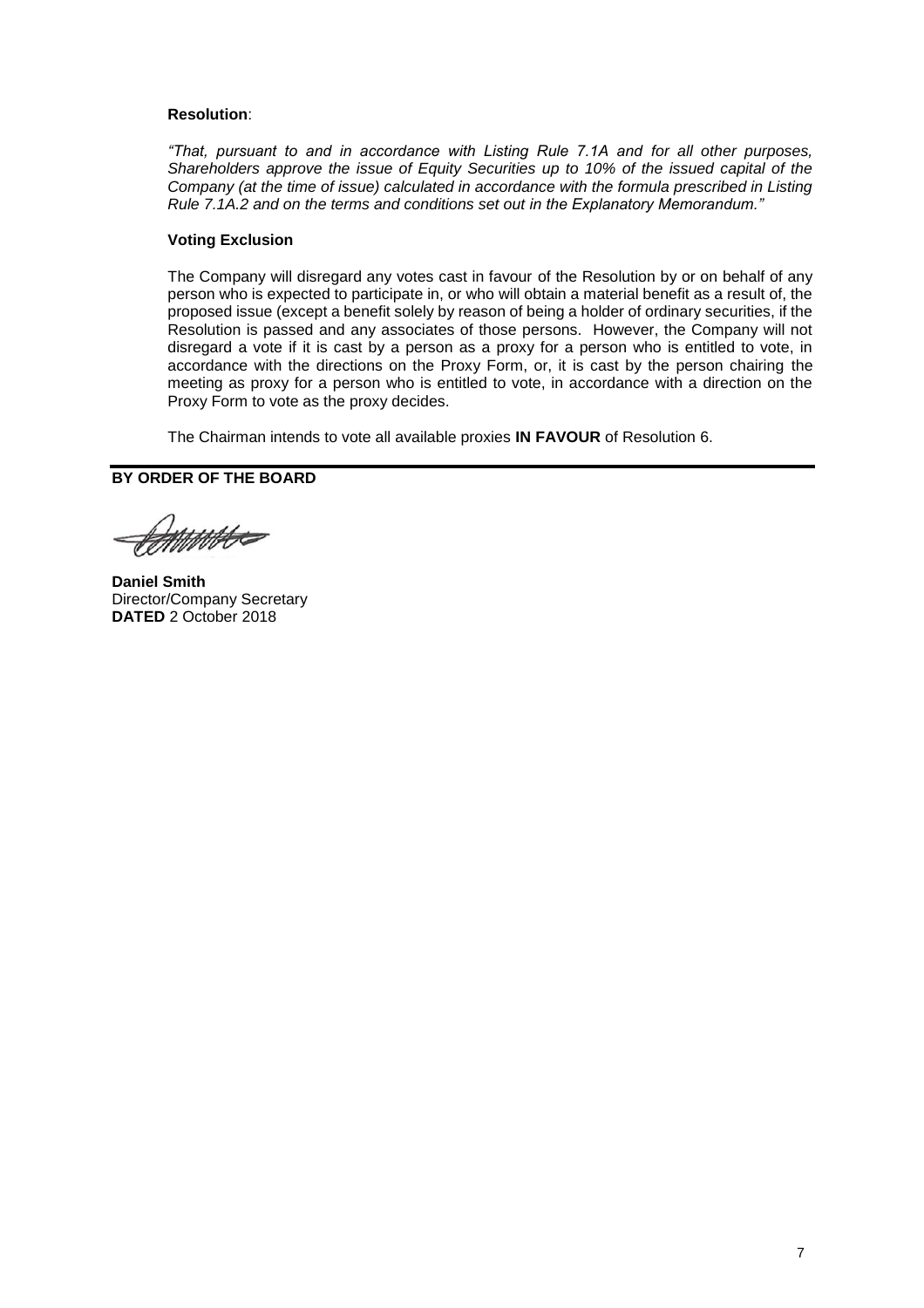**Resolution**:

*"That, pursuant to and in accordance with Listing Rule 7.1A and for all other purposes, Shareholders approve the issue of Equity Securities up to 10% of the issued capital of the Company (at the time of issue) calculated in accordance with the formula prescribed in Listing Rule 7.1A.2 and on the terms and conditions set out in the Explanatory Memorandum."*

**Voting Exclusion**

The Company will disregard any votes cast in favour of the Resolution by or on behalf of any person who is expected to participate in, or who will obtain a material benefit as a result of, the proposed issue (except a benefit solely by reason of being a holder of ordinary securities, if the Resolution is passed and any associates of those persons. However, the Company will not disregard a vote if it is cast by a person as a proxy for a person who is entitled to vote, in accordance with the directions on the Proxy Form, or, it is cast by the person chairing the meeting as proxy for a person who is entitled to vote, in accordance with a direction on the Proxy Form to vote as the proxy decides.

The Chairman intends to vote all available proxies **IN FAVOUR** of Resolution 6.

**BY ORDER OF THE BOARD**

**Daniel Smith**
Director/Company Secretary
**DATED** 2 October 2018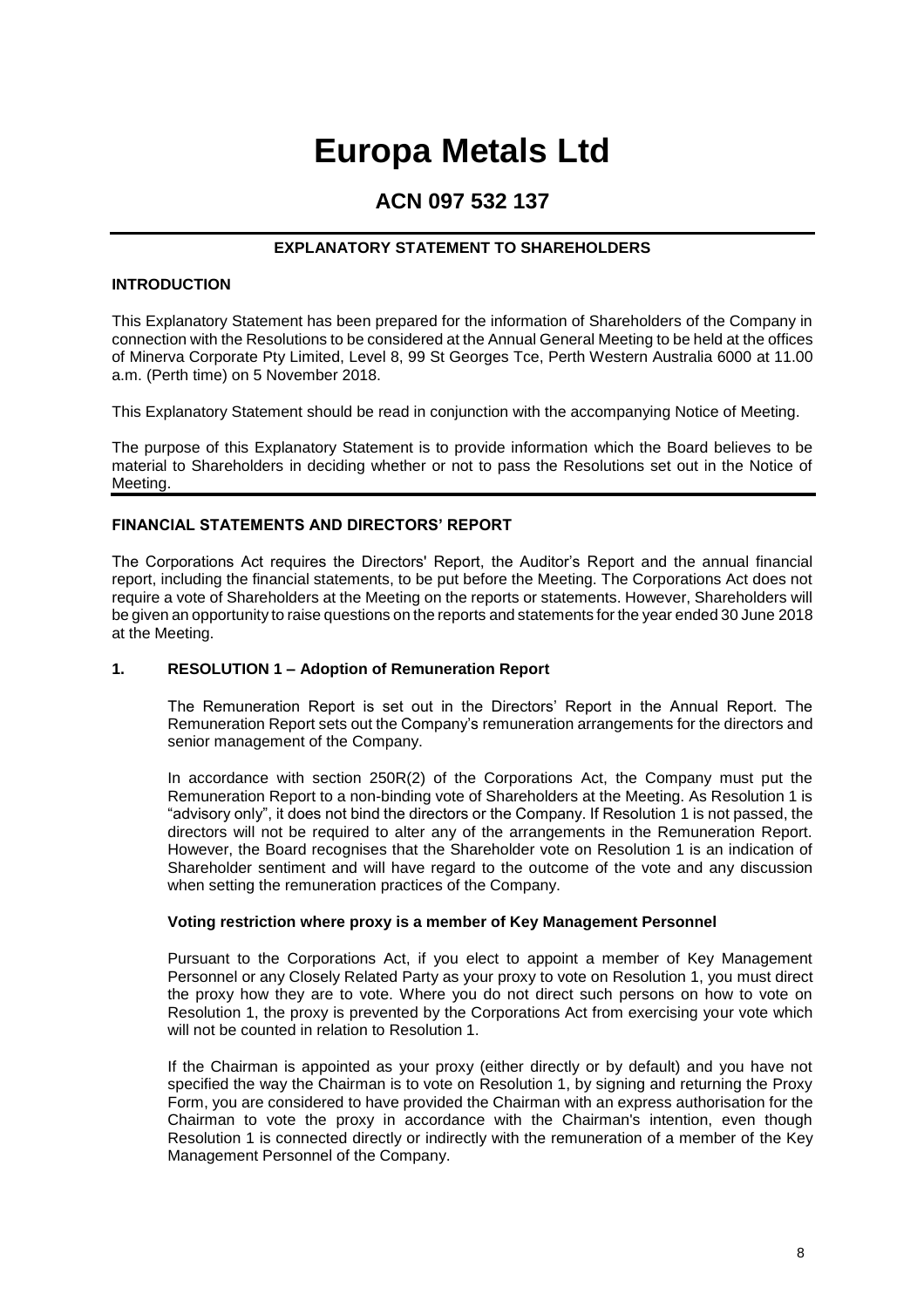# Europa Metals Ltd

## ACN 097 532 137

---

### EXPLANATORY STATEMENT TO SHAREHOLDERS

**INTRODUCTION**

This Explanatory Statement has been prepared for the information of Shareholders of the Company in connection with the Resolutions to be considered at the Annual General Meeting to be held at the offices of Minerva Corporate Pty Limited, Level 8, 99 St Georges Tce, Perth Western Australia 6000 at 11.00 a.m. (Perth time) on 5 November 2018.

This Explanatory Statement should be read in conjunction with the accompanying Notice of Meeting.

The purpose of this Explanatory Statement is to provide information which the Board believes to be material to Shareholders in deciding whether or not to pass the Resolutions set out in the Notice of Meeting.

---

**FINANCIAL STATEMENTS AND DIRECTORS' REPORT**

The Corporations Act requires the Directors' Report, the Auditor's Report and the annual financial report, including the financial statements, to be put before the Meeting. The Corporations Act does not require a vote of Shareholders at the Meeting on the reports or statements. However, Shareholders will be given an opportunity to raise questions on the reports and statements for the year ended 30 June 2018 at the Meeting.

**1. RESOLUTION 1 – Adoption of Remuneration Report**

The Remuneration Report is set out in the Directors' Report in the Annual Report. The Remuneration Report sets out the Company's remuneration arrangements for the directors and senior management of the Company.

In accordance with section 250R(2) of the Corporations Act, the Company must put the Remuneration Report to a non-binding vote of Shareholders at the Meeting. As Resolution 1 is "advisory only", it does not bind the directors or the Company. If Resolution 1 is not passed, the directors will not be required to alter any of the arrangements in the Remuneration Report. However, the Board recognises that the Shareholder vote on Resolution 1 is an indication of Shareholder sentiment and will have regard to the outcome of the vote and any discussion when setting the remuneration practices of the Company.

**Voting restriction where proxy is a member of Key Management Personnel**

Pursuant to the Corporations Act, if you elect to appoint a member of Key Management Personnel or any Closely Related Party as your proxy to vote on Resolution 1, you must direct the proxy how they are to vote. Where you do not direct such persons on how to vote on Resolution 1, the proxy is prevented by the Corporations Act from exercising your vote which will not be counted in relation to Resolution 1.

If the Chairman is appointed as your proxy (either directly or by default) and you have not specified the way the Chairman is to vote on Resolution 1, by signing and returning the Proxy Form, you are considered to have provided the Chairman with an express authorisation for the Chairman to vote the proxy in accordance with the Chairman's intention, even though Resolution 1 is connected directly or indirectly with the remuneration of a member of the Key Management Personnel of the Company.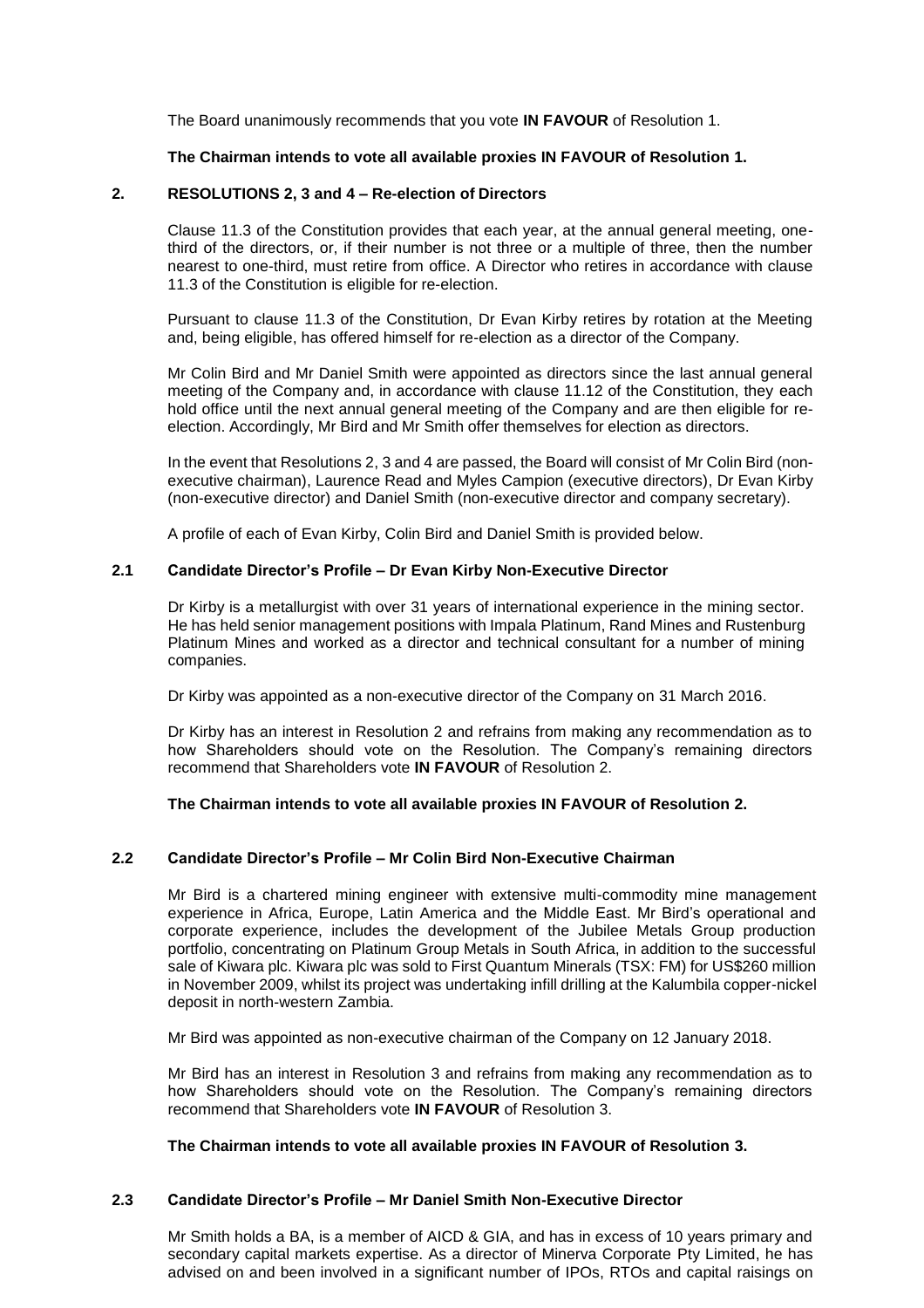The Board unanimously recommends that you vote **IN FAVOUR** of Resolution 1.

**The Chairman intends to vote all available proxies IN FAVOUR of Resolution 1.**

## 2. RESOLUTIONS 2, 3 and 4 – Re-election of Directors

Clause 11.3 of the Constitution provides that each year, at the annual general meeting, one-third of the directors, or, if their number is not three or a multiple of three, then the number nearest to one-third, must retire from office. A Director who retires in accordance with clause 11.3 of the Constitution is eligible for re-election.

Pursuant to clause 11.3 of the Constitution, Dr Evan Kirby retires by rotation at the Meeting and, being eligible, has offered himself for re-election as a director of the Company.

Mr Colin Bird and Mr Daniel Smith were appointed as directors since the last annual general meeting of the Company and, in accordance with clause 11.12 of the Constitution, they each hold office until the next annual general meeting of the Company and are then eligible for re-election. Accordingly, Mr Bird and Mr Smith offer themselves for election as directors.

In the event that Resolutions 2, 3 and 4 are passed, the Board will consist of Mr Colin Bird (non-executive chairman), Laurence Read and Myles Campion (executive directors), Dr Evan Kirby (non-executive director) and Daniel Smith (non-executive director and company secretary).

A profile of each of Evan Kirby, Colin Bird and Daniel Smith is provided below.

### 2.1 Candidate Director's Profile – Dr Evan Kirby Non-Executive Director

Dr Kirby is a metallurgist with over 31 years of international experience in the mining sector. He has held senior management positions with Impala Platinum, Rand Mines and Rustenburg Platinum Mines and worked as a director and technical consultant for a number of mining companies.

Dr Kirby was appointed as a non-executive director of the Company on 31 March 2016.

Dr Kirby has an interest in Resolution 2 and refrains from making any recommendation as to how Shareholders should vote on the Resolution. The Company's remaining directors recommend that Shareholders vote **IN FAVOUR** of Resolution 2.

**The Chairman intends to vote all available proxies IN FAVOUR of Resolution 2.**

### 2.2 Candidate Director's Profile – Mr Colin Bird Non-Executive Chairman

Mr Bird is a chartered mining engineer with extensive multi-commodity mine management experience in Africa, Europe, Latin America and the Middle East. Mr Bird's operational and corporate experience, includes the development of the Jubilee Metals Group production portfolio, concentrating on Platinum Group Metals in South Africa, in addition to the successful sale of Kiwara plc. Kiwara plc was sold to First Quantum Minerals (TSX: FM) for US$260 million in November 2009, whilst its project was undertaking infill drilling at the Kalumbila copper-nickel deposit in north-western Zambia.

Mr Bird was appointed as non-executive chairman of the Company on 12 January 2018.

Mr Bird has an interest in Resolution 3 and refrains from making any recommendation as to how Shareholders should vote on the Resolution. The Company's remaining directors recommend that Shareholders vote **IN FAVOUR** of Resolution 3.

**The Chairman intends to vote all available proxies IN FAVOUR of Resolution 3.**

### 2.3 Candidate Director's Profile – Mr Daniel Smith Non-Executive Director

Mr Smith holds a BA, is a member of AICD & GIA, and has in excess of 10 years primary and secondary capital markets expertise. As a director of Minerva Corporate Pty Limited, he has advised on and been involved in a significant number of IPOs, RTOs and capital raisings on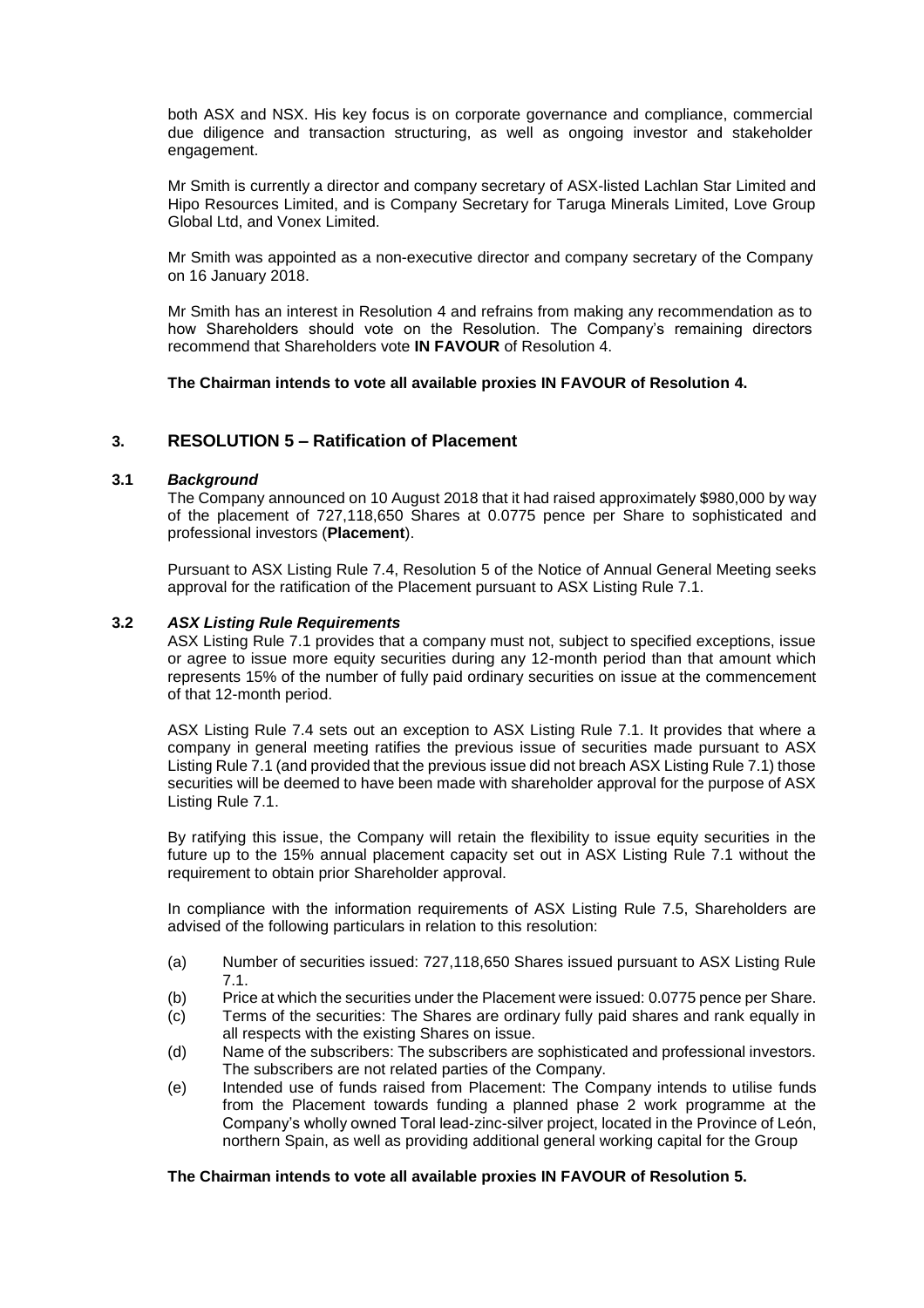both ASX and NSX. His key focus is on corporate governance and compliance, commercial due diligence and transaction structuring, as well as ongoing investor and stakeholder engagement.

Mr Smith is currently a director and company secretary of ASX-listed Lachlan Star Limited and Hipo Resources Limited, and is Company Secretary for Taruga Minerals Limited, Love Group Global Ltd, and Vonex Limited.

Mr Smith was appointed as a non-executive director and company secretary of the Company on 16 January 2018.

Mr Smith has an interest in Resolution 4 and refrains from making any recommendation as to how Shareholders should vote on the Resolution. The Company's remaining directors recommend that Shareholders vote **IN FAVOUR** of Resolution 4.

**The Chairman intends to vote all available proxies IN FAVOUR of Resolution 4.**

## 3. RESOLUTION 5 – Ratification of Placement

### 3.1 *Background*

The Company announced on 10 August 2018 that it had raised approximately $980,000 by way of the placement of 727,118,650 Shares at 0.0775 pence per Share to sophisticated and professional investors (**Placement**).

Pursuant to ASX Listing Rule 7.4, Resolution 5 of the Notice of Annual General Meeting seeks approval for the ratification of the Placement pursuant to ASX Listing Rule 7.1.

### 3.2 *ASX Listing Rule Requirements*

ASX Listing Rule 7.1 provides that a company must not, subject to specified exceptions, issue or agree to issue more equity securities during any 12-month period than that amount which represents 15% of the number of fully paid ordinary securities on issue at the commencement of that 12-month period.

ASX Listing Rule 7.4 sets out an exception to ASX Listing Rule 7.1. It provides that where a company in general meeting ratifies the previous issue of securities made pursuant to ASX Listing Rule 7.1 (and provided that the previous issue did not breach ASX Listing Rule 7.1) those securities will be deemed to have been made with shareholder approval for the purpose of ASX Listing Rule 7.1.

By ratifying this issue, the Company will retain the flexibility to issue equity securities in the future up to the 15% annual placement capacity set out in ASX Listing Rule 7.1 without the requirement to obtain prior Shareholder approval.

In compliance with the information requirements of ASX Listing Rule 7.5, Shareholders are advised of the following particulars in relation to this resolution:

(a) Number of securities issued: 727,118,650 Shares issued pursuant to ASX Listing Rule 7.1.

(b) Price at which the securities under the Placement were issued: 0.0775 pence per Share.

(c) Terms of the securities: The Shares are ordinary fully paid shares and rank equally in all respects with the existing Shares on issue.

(d) Name of the subscribers: The subscribers are sophisticated and professional investors. The subscribers are not related parties of the Company.

(e) Intended use of funds raised from Placement: The Company intends to utilise funds from the Placement towards funding a planned phase 2 work programme at the Company's wholly owned Toral lead-zinc-silver project, located in the Province of León, northern Spain, as well as providing additional general working capital for the Group

**The Chairman intends to vote all available proxies IN FAVOUR of Resolution 5.**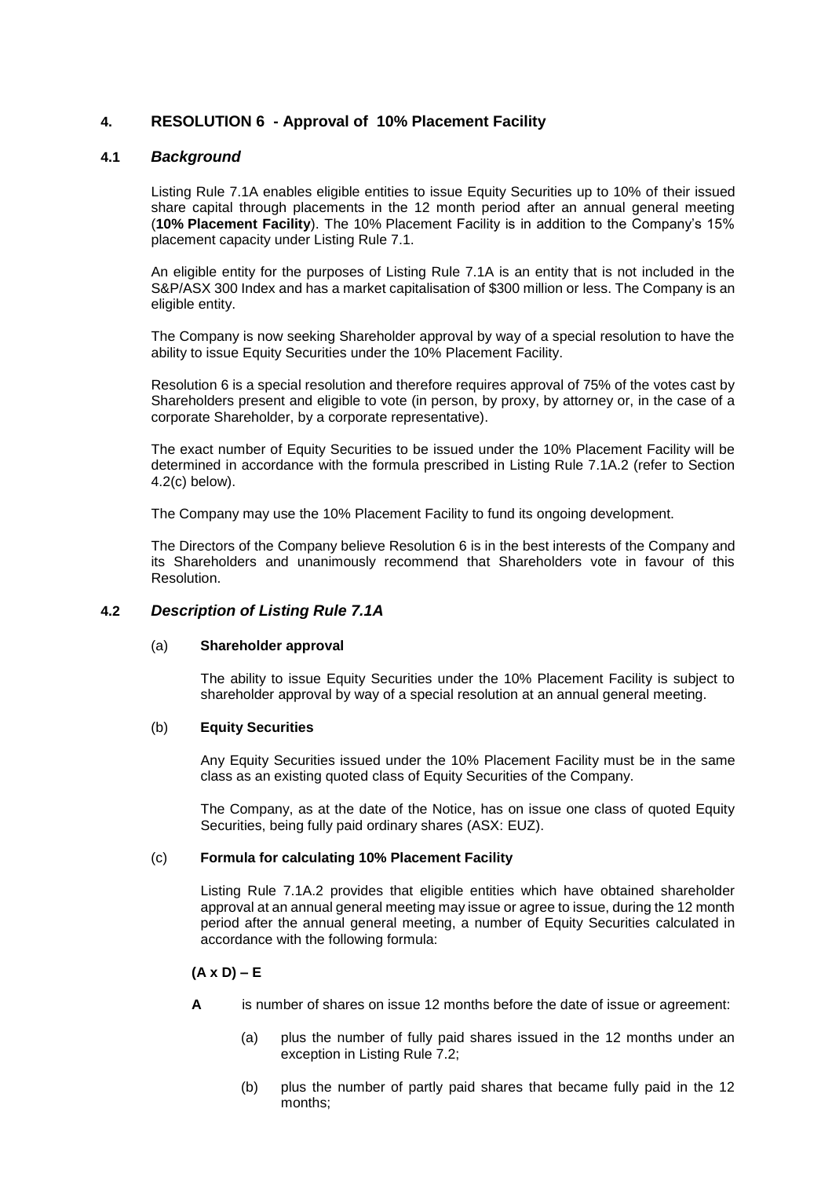## 4. RESOLUTION 6 - Approval of 10% Placement Facility

### 4.1 *Background*

Listing Rule 7.1A enables eligible entities to issue Equity Securities up to 10% of their issued share capital through placements in the 12 month period after an annual general meeting (**10% Placement Facility**). The 10% Placement Facility is in addition to the Company's 15% placement capacity under Listing Rule 7.1.

An eligible entity for the purposes of Listing Rule 7.1A is an entity that is not included in the S&P/ASX 300 Index and has a market capitalisation of $300 million or less. The Company is an eligible entity.

The Company is now seeking Shareholder approval by way of a special resolution to have the ability to issue Equity Securities under the 10% Placement Facility.

Resolution 6 is a special resolution and therefore requires approval of 75% of the votes cast by Shareholders present and eligible to vote (in person, by proxy, by attorney or, in the case of a corporate Shareholder, by a corporate representative).

The exact number of Equity Securities to be issued under the 10% Placement Facility will be determined in accordance with the formula prescribed in Listing Rule 7.1A.2 (refer to Section 4.2(c) below).

The Company may use the 10% Placement Facility to fund its ongoing development.

The Directors of the Company believe Resolution 6 is in the best interests of the Company and its Shareholders and unanimously recommend that Shareholders vote in favour of this Resolution.

### 4.2 *Description of Listing Rule 7.1A*

(a) **Shareholder approval**

The ability to issue Equity Securities under the 10% Placement Facility is subject to shareholder approval by way of a special resolution at an annual general meeting.

(b) **Equity Securities**

Any Equity Securities issued under the 10% Placement Facility must be in the same class as an existing quoted class of Equity Securities of the Company.

The Company, as at the date of the Notice, has on issue one class of quoted Equity Securities, being fully paid ordinary shares (ASX: EUZ).

(c) **Formula for calculating 10% Placement Facility**

Listing Rule 7.1A.2 provides that eligible entities which have obtained shareholder approval at an annual general meeting may issue or agree to issue, during the 12 month period after the annual general meeting, a number of Equity Securities calculated in accordance with the following formula:

**(A x D) – E**

**A** is number of shares on issue 12 months before the date of issue or agreement:

(a) plus the number of fully paid shares issued in the 12 months under an exception in Listing Rule 7.2;

(b) plus the number of partly paid shares that became fully paid in the 12 months;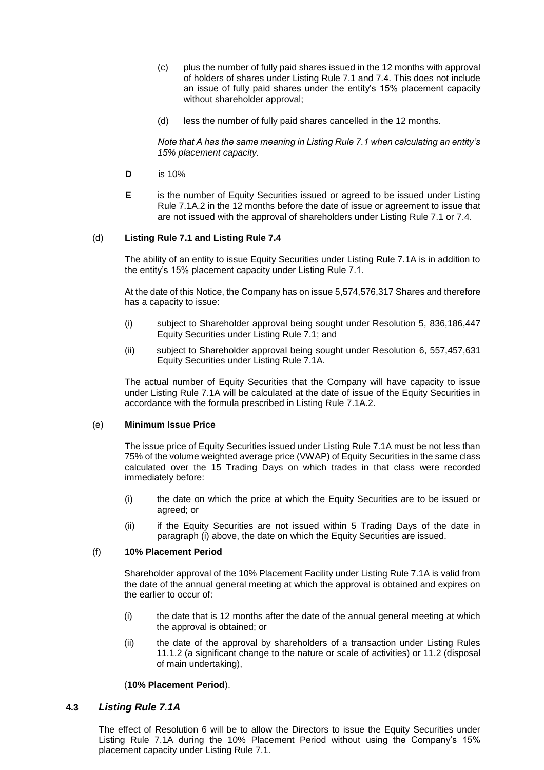(c) plus the number of fully paid shares issued in the 12 months with approval of holders of shares under Listing Rule 7.1 and 7.4. This does not include an issue of fully paid shares under the entity's 15% placement capacity without shareholder approval;

(d) less the number of fully paid shares cancelled in the 12 months.

*Note that A has the same meaning in Listing Rule 7.1 when calculating an entity's 15% placement capacity.*

**D** is 10%

**E** is the number of Equity Securities issued or agreed to be issued under Listing Rule 7.1A.2 in the 12 months before the date of issue or agreement to issue that are not issued with the approval of shareholders under Listing Rule 7.1 or 7.4.

(d) **Listing Rule 7.1 and Listing Rule 7.4**

The ability of an entity to issue Equity Securities under Listing Rule 7.1A is in addition to the entity's 15% placement capacity under Listing Rule 7.1.

At the date of this Notice, the Company has on issue 5,574,576,317 Shares and therefore has a capacity to issue:

(i) subject to Shareholder approval being sought under Resolution 5, 836,186,447 Equity Securities under Listing Rule 7.1; and

(ii) subject to Shareholder approval being sought under Resolution 6, 557,457,631 Equity Securities under Listing Rule 7.1A.

The actual number of Equity Securities that the Company will have capacity to issue under Listing Rule 7.1A will be calculated at the date of issue of the Equity Securities in accordance with the formula prescribed in Listing Rule 7.1A.2.

(e) **Minimum Issue Price**

The issue price of Equity Securities issued under Listing Rule 7.1A must be not less than 75% of the volume weighted average price (VWAP) of Equity Securities in the same class calculated over the 15 Trading Days on which trades in that class were recorded immediately before:

(i) the date on which the price at which the Equity Securities are to be issued or agreed; or

(ii) if the Equity Securities are not issued within 5 Trading Days of the date in paragraph (i) above, the date on which the Equity Securities are issued.

(f) **10% Placement Period**

Shareholder approval of the 10% Placement Facility under Listing Rule 7.1A is valid from the date of the annual general meeting at which the approval is obtained and expires on the earlier to occur of:

(i) the date that is 12 months after the date of the annual general meeting at which the approval is obtained; or

(ii) the date of the approval by shareholders of a transaction under Listing Rules 11.1.2 (a significant change to the nature or scale of activities) or 11.2 (disposal of main undertaking),

(**10% Placement Period**).

### 4.3 *Listing Rule 7.1A*

The effect of Resolution 6 will be to allow the Directors to issue the Equity Securities under Listing Rule 7.1A during the 10% Placement Period without using the Company's 15% placement capacity under Listing Rule 7.1.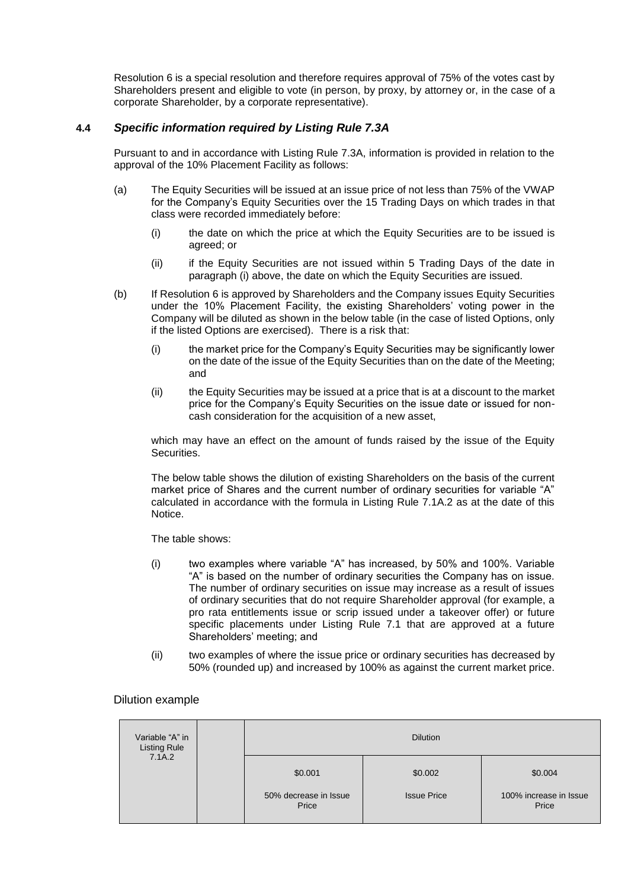Resolution 6 is a special resolution and therefore requires approval of 75% of the votes cast by Shareholders present and eligible to vote (in person, by proxy, by attorney or, in the case of a corporate Shareholder, by a corporate representative).

### 4.4 *Specific information required by Listing Rule 7.3A*

Pursuant to and in accordance with Listing Rule 7.3A, information is provided in relation to the approval of the 10% Placement Facility as follows:

(a) The Equity Securities will be issued at an issue price of not less than 75% of the VWAP for the Company's Equity Securities over the 15 Trading Days on which trades in that class were recorded immediately before:

   (i) the date on which the price at which the Equity Securities are to be issued is agreed; or

   (ii) if the Equity Securities are not issued within 5 Trading Days of the date in paragraph (i) above, the date on which the Equity Securities are issued.

(b) If Resolution 6 is approved by Shareholders and the Company issues Equity Securities under the 10% Placement Facility, the existing Shareholders' voting power in the Company will be diluted as shown in the below table (in the case of listed Options, only if the listed Options are exercised). There is a risk that:

   (i) the market price for the Company's Equity Securities may be significantly lower on the date of the issue of the Equity Securities than on the date of the Meeting; and

   (ii) the Equity Securities may be issued at a price that is at a discount to the market price for the Company's Equity Securities on the issue date or issued for non-cash consideration for the acquisition of a new asset,

   which may have an effect on the amount of funds raised by the issue of the Equity Securities.

   The below table shows the dilution of existing Shareholders on the basis of the current market price of Shares and the current number of ordinary securities for variable "A" calculated in accordance with the formula in Listing Rule 7.1A.2 as at the date of this Notice.

   The table shows:

   (i) two examples where variable "A" has increased, by 50% and 100%. Variable "A" is based on the number of ordinary securities the Company has on issue. The number of ordinary securities on issue may increase as a result of issues of ordinary securities that do not require Shareholder approval (for example, a pro rata entitlements issue or scrip issued under a takeover offer) or future specific placements under Listing Rule 7.1 that are approved at a future Shareholders' meeting; and

   (ii) two examples of where the issue price or ordinary securities has decreased by 50% (rounded up) and increased by 100% as against the current market price.

Dilution example

| Variable "A" in Listing Rule 7.1A.2 | | Dilution | | |
|---|---|---|---|---|
| | | $0.001<br>50% decrease in Issue Price | $0.002<br>Issue Price | $0.004<br>100% increase in Issue Price |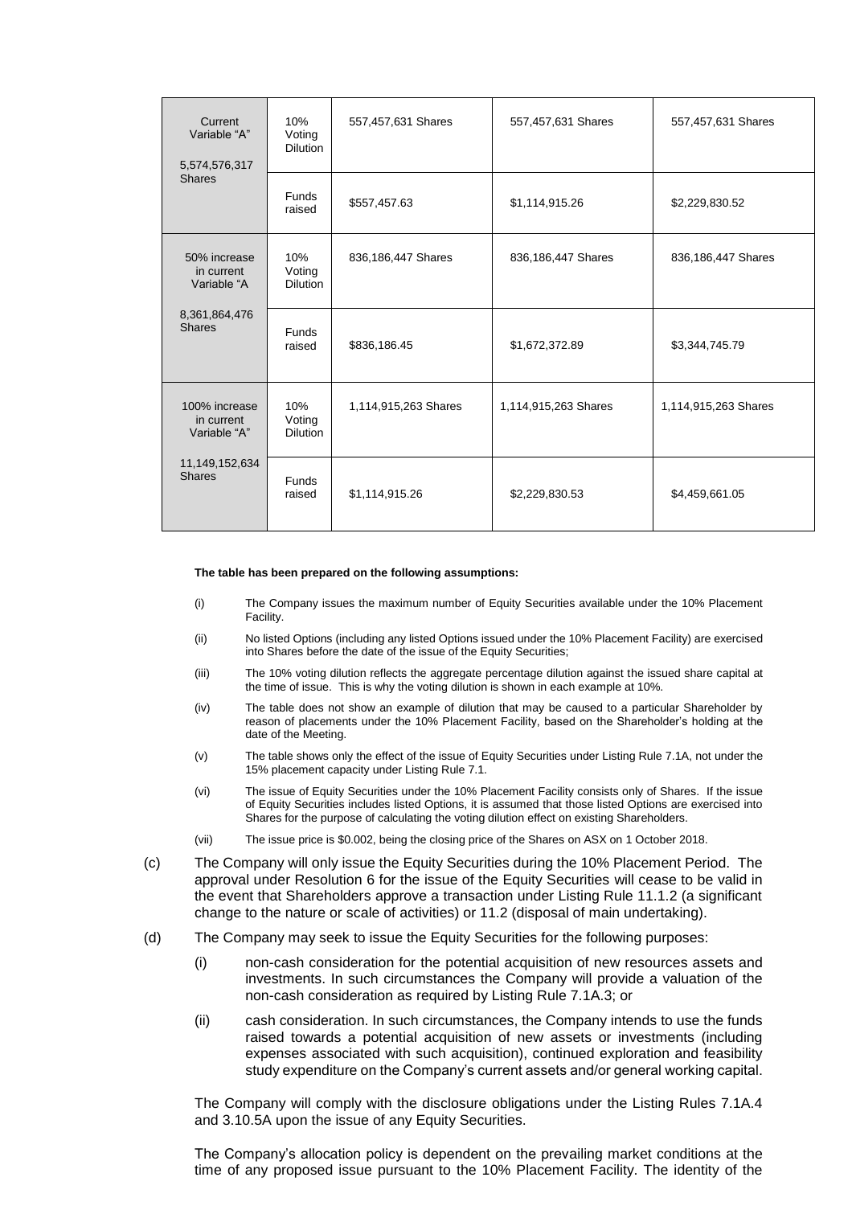| Current Variable "A" 5,574,576,317 Shares | 10% Voting Dilution | 557,457,631 Shares | 557,457,631 Shares | 557,457,631 Shares |
|---|---|---|---|---|
| | Funds raised | $557,457.63 | $1,114,915.26 | $2,229,830.52 |
| 50% increase in current Variable "A 8,361,864,476 Shares | 10% Voting Dilution | 836,186,447 Shares | 836,186,447 Shares | 836,186,447 Shares |
| | Funds raised | $836,186.45 | $1,672,372.89 | $3,344,745.79 |
| 100% increase in current Variable "A" 11,149,152,634 Shares | 10% Voting Dilution | 1,114,915,263 Shares | 1,114,915,263 Shares | 1,114,915,263 Shares |
| | Funds raised | $1,114,915.26 | $2,229,830.53 | $4,459,661.05 |

**The table has been prepared on the following assumptions:**

(i) The Company issues the maximum number of Equity Securities available under the 10% Placement Facility.

(ii) No listed Options (including any listed Options issued under the 10% Placement Facility) are exercised into Shares before the date of the issue of the Equity Securities;

(iii) The 10% voting dilution reflects the aggregate percentage dilution against the issued share capital at the time of issue. This is why the voting dilution is shown in each example at 10%.

(iv) The table does not show an example of dilution that may be caused to a particular Shareholder by reason of placements under the 10% Placement Facility, based on the Shareholder's holding at the date of the Meeting.

(v) The table shows only the effect of the issue of Equity Securities under Listing Rule 7.1A, not under the 15% placement capacity under Listing Rule 7.1.

(vi) The issue of Equity Securities under the 10% Placement Facility consists only of Shares. If the issue of Equity Securities includes listed Options, it is assumed that those listed Options are exercised into Shares for the purpose of calculating the voting dilution effect on existing Shareholders.

(vii) The issue price is $0.002, being the closing price of the Shares on ASX on 1 October 2018.

(c) The Company will only issue the Equity Securities during the 10% Placement Period. The approval under Resolution 6 for the issue of the Equity Securities will cease to be valid in the event that Shareholders approve a transaction under Listing Rule 11.1.2 (a significant change to the nature or scale of activities) or 11.2 (disposal of main undertaking).

(d) The Company may seek to issue the Equity Securities for the following purposes:

(i) non-cash consideration for the potential acquisition of new resources assets and investments. In such circumstances the Company will provide a valuation of the non-cash consideration as required by Listing Rule 7.1A.3; or

(ii) cash consideration. In such circumstances, the Company intends to use the funds raised towards a potential acquisition of new assets or investments (including expenses associated with such acquisition), continued exploration and feasibility study expenditure on the Company's current assets and/or general working capital.

The Company will comply with the disclosure obligations under the Listing Rules 7.1A.4 and 3.10.5A upon the issue of any Equity Securities.

The Company's allocation policy is dependent on the prevailing market conditions at the time of any proposed issue pursuant to the 10% Placement Facility. The identity of the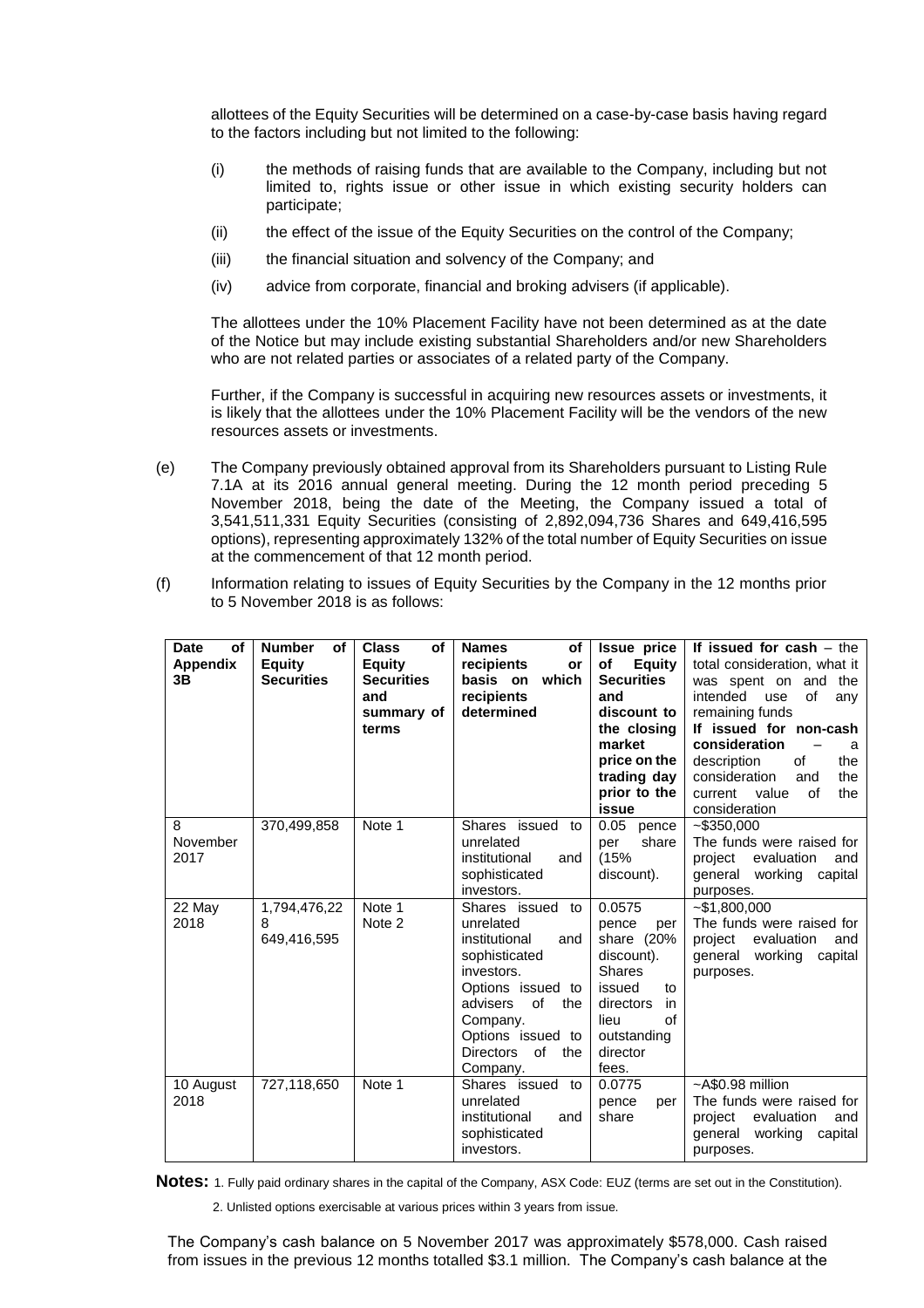allottees of the Equity Securities will be determined on a case-by-case basis having regard to the factors including but not limited to the following:

(i) the methods of raising funds that are available to the Company, including but not limited to, rights issue or other issue in which existing security holders can participate;

(ii) the effect of the issue of the Equity Securities on the control of the Company;

(iii) the financial situation and solvency of the Company; and

(iv) advice from corporate, financial and broking advisers (if applicable).

The allottees under the 10% Placement Facility have not been determined as at the date of the Notice but may include existing substantial Shareholders and/or new Shareholders who are not related parties or associates of a related party of the Company.

Further, if the Company is successful in acquiring new resources assets or investments, it is likely that the allottees under the 10% Placement Facility will be the vendors of the new resources assets or investments.

(e) The Company previously obtained approval from its Shareholders pursuant to Listing Rule 7.1A at its 2016 annual general meeting. During the 12 month period preceding 5 November 2018, being the date of the Meeting, the Company issued a total of 3,541,511,331 Equity Securities (consisting of 2,892,094,736 Shares and 649,416,595 options), representing approximately 132% of the total number of Equity Securities on issue at the commencement of that 12 month period.

(f) Information relating to issues of Equity Securities by the Company in the 12 months prior to 5 November 2018 is as follows:

| Date of Appendix 3B | Number of Equity Securities | Class of Equity Securities and summary of terms | Names of recipients or basis on which recipients determined | Issue price of Equity Securities and discount to the closing market price on the trading day prior to the issue | **If issued for cash** – the total consideration, what it was spent on and the intended use of any remaining funds **If issued for non-cash consideration** – a description of the consideration and the current value of the consideration |
|---|---|---|---|---|---|
| 8 November 2017 | 370,499,858 | Note 1 | Shares issued to unrelated institutional and sophisticated investors. | 0.05 pence per share (15% discount). | ~$350,000 The funds were raised for project evaluation and general working capital purposes. |
| 22 May 2018 | 1,794,476,228 649,416,595 | Note 1 Note 2 | Shares issued to unrelated institutional and sophisticated investors. Options issued to advisers of the Company. Options issued to Directors of the Company. | 0.0575 pence per share (20% discount). Shares issued to directors in lieu of outstanding director fees. | ~$1,800,000 The funds were raised for project evaluation and general working capital purposes. |
| 10 August 2018 | 727,118,650 | Note 1 | Shares issued to unrelated institutional and sophisticated investors. | 0.0775 pence per share | ~A$0.98 million The funds were raised for project evaluation and general working capital purposes. |

**Notes:** 1. Fully paid ordinary shares in the capital of the Company, ASX Code: EUZ (terms are set out in the Constitution).

2. Unlisted options exercisable at various prices within 3 years from issue.

The Company's cash balance on 5 November 2017 was approximately $578,000. Cash raised from issues in the previous 12 months totalled $3.1 million. The Company's cash balance at the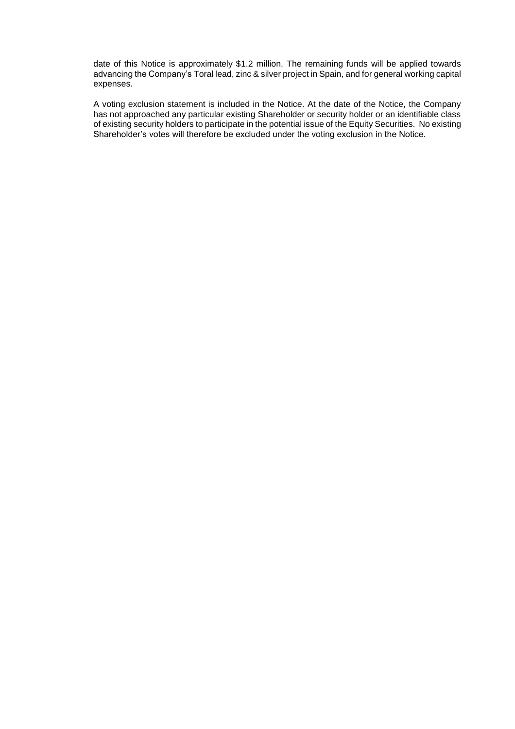date of this Notice is approximately $1.2 million. The remaining funds will be applied towards advancing the Company's Toral lead, zinc & silver project in Spain, and for general working capital expenses.

A voting exclusion statement is included in the Notice. At the date of the Notice, the Company has not approached any particular existing Shareholder or security holder or an identifiable class of existing security holders to participate in the potential issue of the Equity Securities. No existing Shareholder's votes will therefore be excluded under the voting exclusion in the Notice.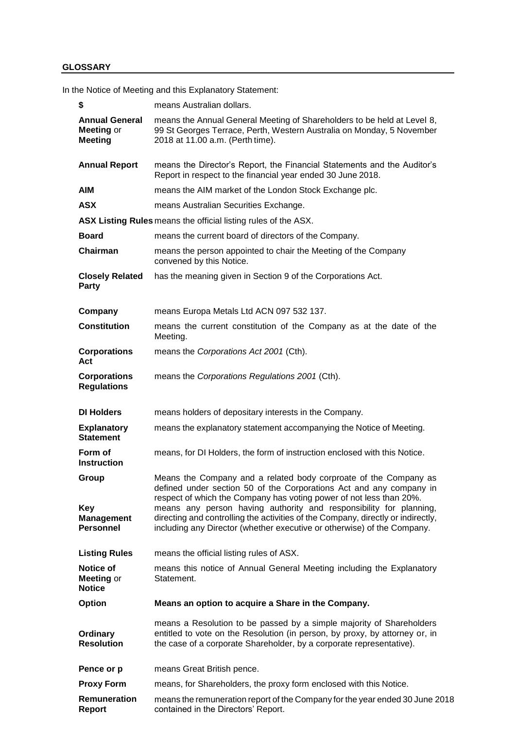## GLOSSARY

In the Notice of Meeting and this Explanatory Statement:

| Term | Meaning |
|---|---|
| **$** | means Australian dollars. |
| **Annual General Meeting** or **Meeting** | means the Annual General Meeting of Shareholders to be held at Level 8, 99 St Georges Terrace, Perth, Western Australia on Monday, 5 November 2018 at 11.00 a.m. (Perth time). |
| **Annual Report** | means the Director's Report, the Financial Statements and the Auditor's Report in respect to the financial year ended 30 June 2018. |
| **AIM** | means the AIM market of the London Stock Exchange plc. |
| **ASX** | means Australian Securities Exchange. |
| **ASX Listing Rules** | means the official listing rules of the ASX. |
| **Board** | means the current board of directors of the Company. |
| **Chairman** | means the person appointed to chair the Meeting of the Company convened by this Notice. |
| **Closely Related Party** | has the meaning given in Section 9 of the Corporations Act. |
| **Company** | means Europa Metals Ltd ACN 097 532 137. |
| **Constitution** | means the current constitution of the Company as at the date of the Meeting. |
| **Corporations Act** | means the *Corporations Act 2001* (Cth). |
| **Corporations Regulations** | means the *Corporations Regulations 2001* (Cth). |
| **DI Holders** | means holders of depositary interests in the Company. |
| **Explanatory Statement** | means the explanatory statement accompanying the Notice of Meeting. |
| **Form of Instruction** | means, for DI Holders, the form of instruction enclosed with this Notice. |
| **Group** | Means the Company and a related body corproate of the Company as defined under section 50 of the Corporations Act and any company in respect of which the Company has voting power of not less than 20%. |
| **Key Management Personnel** | means any person having authority and responsibility for planning, directing and controlling the activities of the Company, directly or indirectly, including any Director (whether executive or otherwise) of the Company. |
| **Listing Rules** | means the official listing rules of ASX. |
| **Notice of Meeting** or **Notice** | means this notice of Annual General Meeting including the Explanatory Statement. |
| **Option** | **Means an option to acquire a Share in the Company.** |
| **Ordinary Resolution** | means a Resolution to be passed by a simple majority of Shareholders entitled to vote on the Resolution (in person, by proxy, by attorney or, in the case of a corporate Shareholder, by a corporate representative). |
| **Pence or p** | means Great British pence. |
| **Proxy Form** | means, for Shareholders, the proxy form enclosed with this Notice. |
| **Remuneration Report** | means the remuneration report of the Company for the year ended 30 June 2018 contained in the Directors' Report. |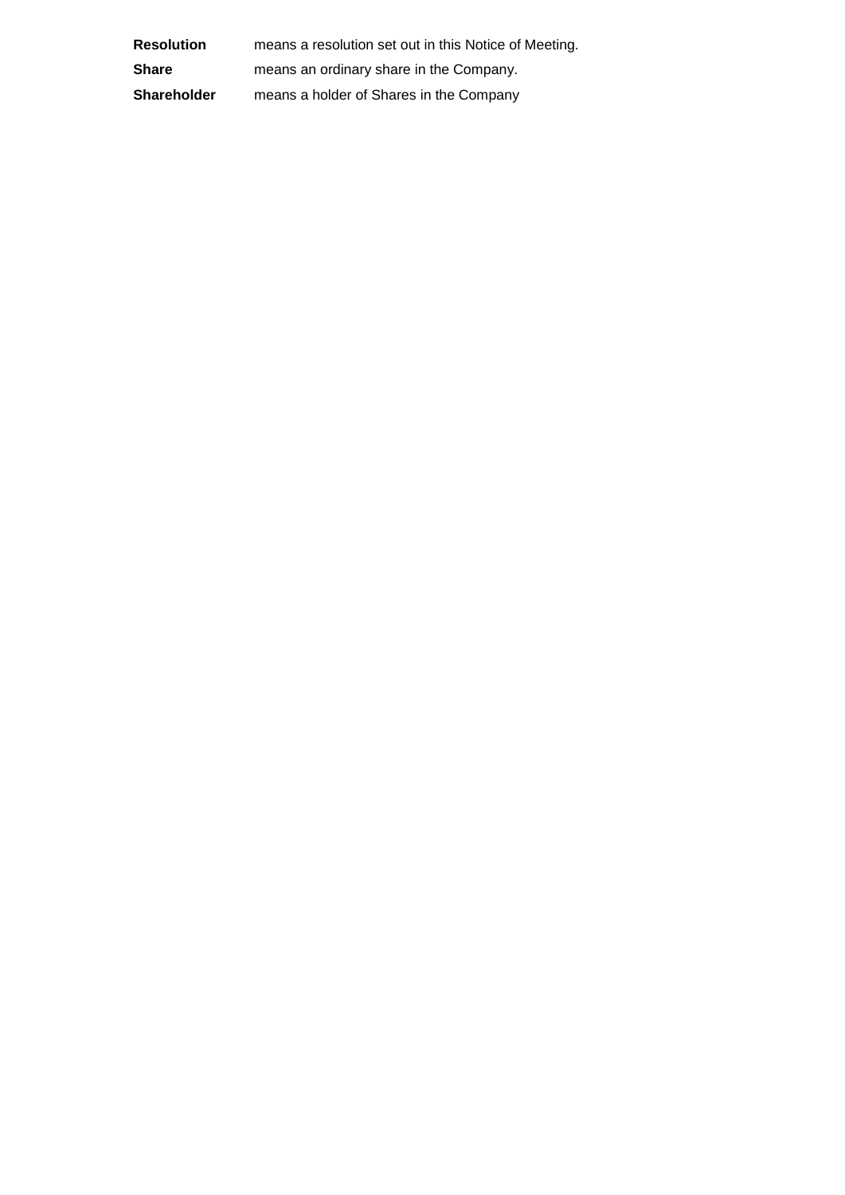| | |
|---|---|
| **Resolution** | means a resolution set out in this Notice of Meeting. |
| **Share** | means an ordinary share in the Company. |
| **Shareholder** | means a holder of Shares in the Company |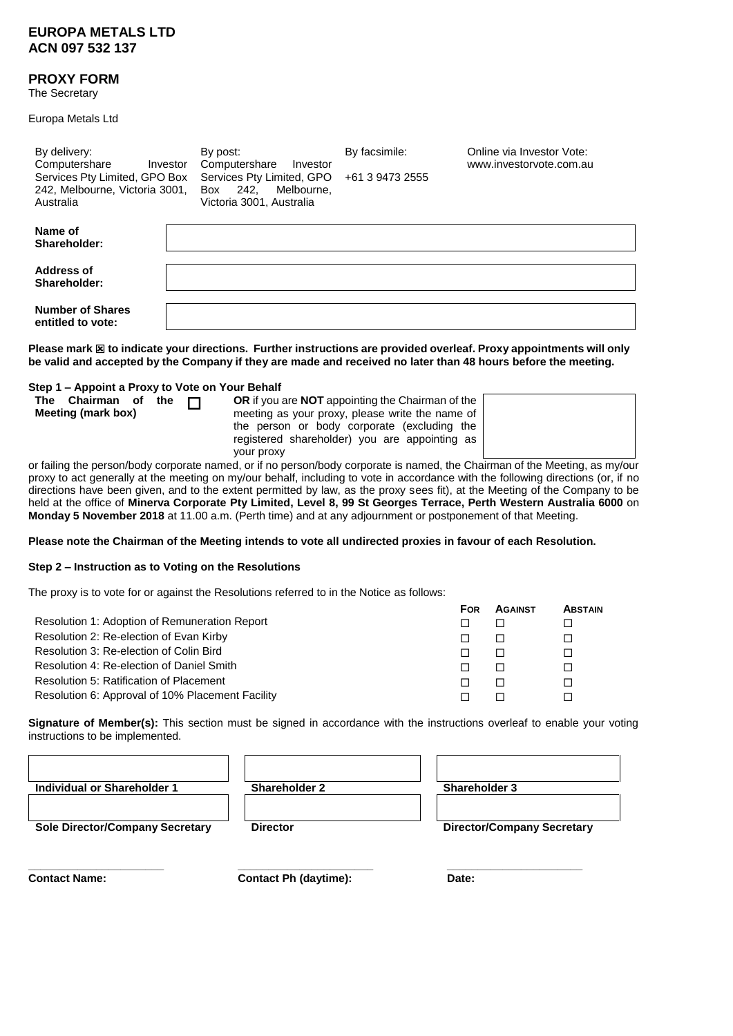**EUROPA METALS LTD**
**ACN 097 532 137**

## PROXY FORM

The Secretary

Europa Metals Ltd

| By delivery: | By post: | By facsimile: | Online via Investor Vote: |
|---|---|---|---|
| Computershare Investor Services Pty Limited, GPO Box 242, Melbourne, Victoria 3001, Australia | Computershare Investor Services Pty Limited, GPO Box 242, Melbourne, Victoria 3001, Australia | +61 3 9473 2555 | www.investorvote.com.au |

| | |
|---|---|
| **Name of Shareholder:** | |
| **Address of Shareholder:** | |
| **Number of Shares entitled to vote:** | |

**Please mark ☒ to indicate your directions. Further instructions are provided overleaf. Proxy appointments will only be valid and accepted by the Company if they are made and received no later than 48 hours before the meeting.**

**Step 1 – Appoint a Proxy to Vote on Your Behalf**

**The Chairman of the Meeting (mark box)** ☐

**OR** if you are **NOT** appointing the Chairman of the meeting as your proxy, please write the name of the person or body corporate (excluding the registered shareholder) you are appointing as your proxy

or failing the person/body corporate named, or if no person/body corporate is named, the Chairman of the Meeting, as my/our proxy to act generally at the meeting on my/our behalf, including to vote in accordance with the following directions (or, if no directions have been given, and to the extent permitted by law, as the proxy sees fit), at the Meeting of the Company to be held at the office of **Minerva Corporate Pty Limited, Level 8, 99 St Georges Terrace, Perth Western Australia 6000** on **Monday 5 November 2018** at 11.00 a.m. (Perth time) and at any adjournment or postponement of that Meeting.

**Please note the Chairman of the Meeting intends to vote all undirected proxies in favour of each Resolution.**

**Step 2 – Instruction as to Voting on the Resolutions**

The proxy is to vote for or against the Resolutions referred to in the Notice as follows:

| | For | Against | Abstain |
|---|---|---|---|
| Resolution 1: Adoption of Remuneration Report | ☐ | ☐ | ☐ |
| Resolution 2: Re-election of Evan Kirby | ☐ | ☐ | ☐ |
| Resolution 3: Re-election of Colin Bird | ☐ | ☐ | ☐ |
| Resolution 4: Re-election of Daniel Smith | ☐ | ☐ | ☐ |
| Resolution 5: Ratification of Placement | ☐ | ☐ | ☐ |
| Resolution 6: Approval of 10% Placement Facility | ☐ | ☐ | ☐ |

**Signature of Member(s):** This section must be signed in accordance with the instructions overleaf to enable your voting instructions to be implemented.

| | | |
|---|---|---|
| **Individual or Shareholder 1** | **Shareholder 2** | **Shareholder 3** |
| **Sole Director/Company Secretary** | **Director** | **Director/Company Secretary** |

**Contact Name:** \_\_\_\_\_\_\_\_\_\_\_\_ **Contact Ph (daytime):** \_\_\_\_\_\_\_\_\_\_\_\_ **Date:** \_\_\_\_\_\_\_\_\_\_\_\_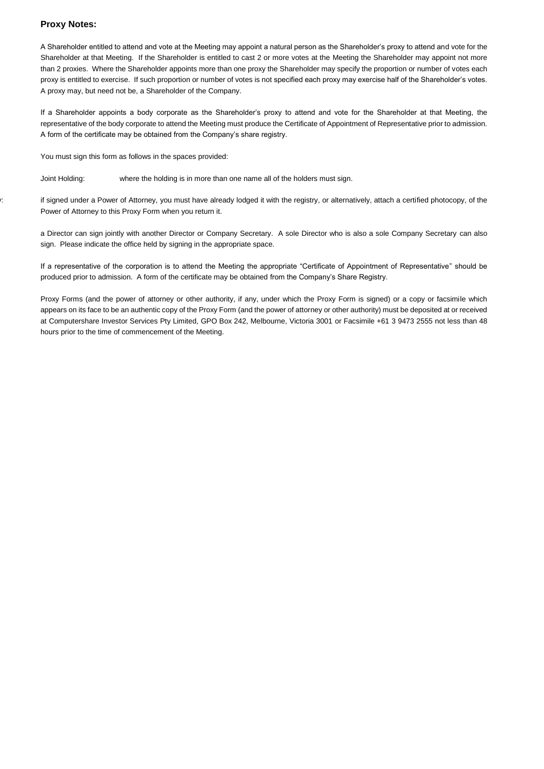## Proxy Notes:

A Shareholder entitled to attend and vote at the Meeting may appoint a natural person as the Shareholder's proxy to attend and vote for the Shareholder at that Meeting. If the Shareholder is entitled to cast 2 or more votes at the Meeting the Shareholder may appoint not more than 2 proxies. Where the Shareholder appoints more than one proxy the Shareholder may specify the proportion or number of votes each proxy is entitled to exercise. If such proportion or number of votes is not specified each proxy may exercise half of the Shareholder's votes. A proxy may, but need not be, a Shareholder of the Company.

If a Shareholder appoints a body corporate as the Shareholder's proxy to attend and vote for the Shareholder at that Meeting, the representative of the body corporate to attend the Meeting must produce the Certificate of Appointment of Representative prior to admission. A form of the certificate may be obtained from the Company's share registry.

You must sign this form as follows in the spaces provided:

Joint Holding: where the holding is in more than one name all of the holders must sign.

y: if signed under a Power of Attorney, you must have already lodged it with the registry, or alternatively, attach a certified photocopy, of the Power of Attorney to this Proxy Form when you return it.

a Director can sign jointly with another Director or Company Secretary. A sole Director who is also a sole Company Secretary can also sign. Please indicate the office held by signing in the appropriate space.

If a representative of the corporation is to attend the Meeting the appropriate "Certificate of Appointment of Representative" should be produced prior to admission. A form of the certificate may be obtained from the Company's Share Registry.

Proxy Forms (and the power of attorney or other authority, if any, under which the Proxy Form is signed) or a copy or facsimile which appears on its face to be an authentic copy of the Proxy Form (and the power of attorney or other authority) must be deposited at or received at Computershare Investor Services Pty Limited, GPO Box 242, Melbourne, Victoria 3001 or Facsimile +61 3 9473 2555 not less than 48 hours prior to the time of commencement of the Meeting.